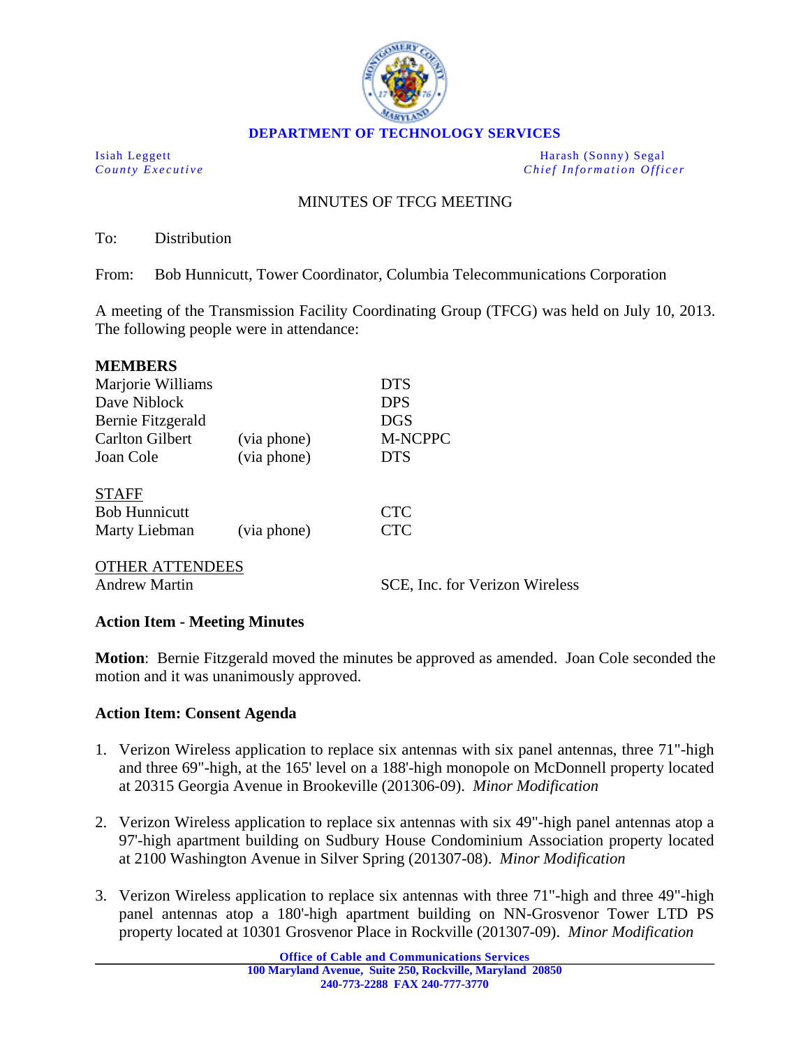**DEPARTMENT OF TECHNOLOGY SERVICES**

| | |
|---|---|
| Isiah Leggett | Harash (Sonny) Segal |
| *County Executive* | *Chief Information Officer* |

MINUTES OF TFCG MEETING

To: Distribution

From: Bob Hunnicutt, Tower Coordinator, Columbia Telecommunications Corporation

A meeting of the Transmission Facility Coordinating Group (TFCG) was held on July 10, 2013. The following people were in attendance:

**MEMBERS**

| | | |
|---|---|---|
| Marjorie Williams | | DTS |
| Dave Niblock | | DPS |
| Bernie Fitzgerald | | DGS |
| Carlton Gilbert | (via phone) | M-NCPPC |
| Joan Cole | (via phone) | DTS |

STAFF

| | | |
|---|---|---|
| Bob Hunnicutt | | CTC |
| Marty Liebman | (via phone) | CTC |

OTHER ATTENDEES

| | |
|---|---|
| Andrew Martin | SCE, Inc. for Verizon Wireless |

**Action Item - Meeting Minutes**

**Motion**: Bernie Fitzgerald moved the minutes be approved as amended. Joan Cole seconded the motion and it was unanimously approved.

**Action Item: Consent Agenda**

1. Verizon Wireless application to replace six antennas with six panel antennas, three 71"-high and three 69"-high, at the 165' level on a 188'-high monopole on McDonnell property located at 20315 Georgia Avenue in Brookeville (201306-09). *Minor Modification*

2. Verizon Wireless application to replace six antennas with six 49"-high panel antennas atop a 97'-high apartment building on Sudbury House Condominium Association property located at 2100 Washington Avenue in Silver Spring (201307-08). *Minor Modification*

3. Verizon Wireless application to replace six antennas with three 71"-high and three 49"-high panel antennas atop a 180'-high apartment building on NN-Grosvenor Tower LTD PS property located at 10301 Grosvenor Place in Rockville (201307-09). *Minor Modification*

Office of Cable and Communications Services
100 Maryland Avenue, Suite 250, Rockville, Maryland 20850
240-773-2288 FAX 240-777-3770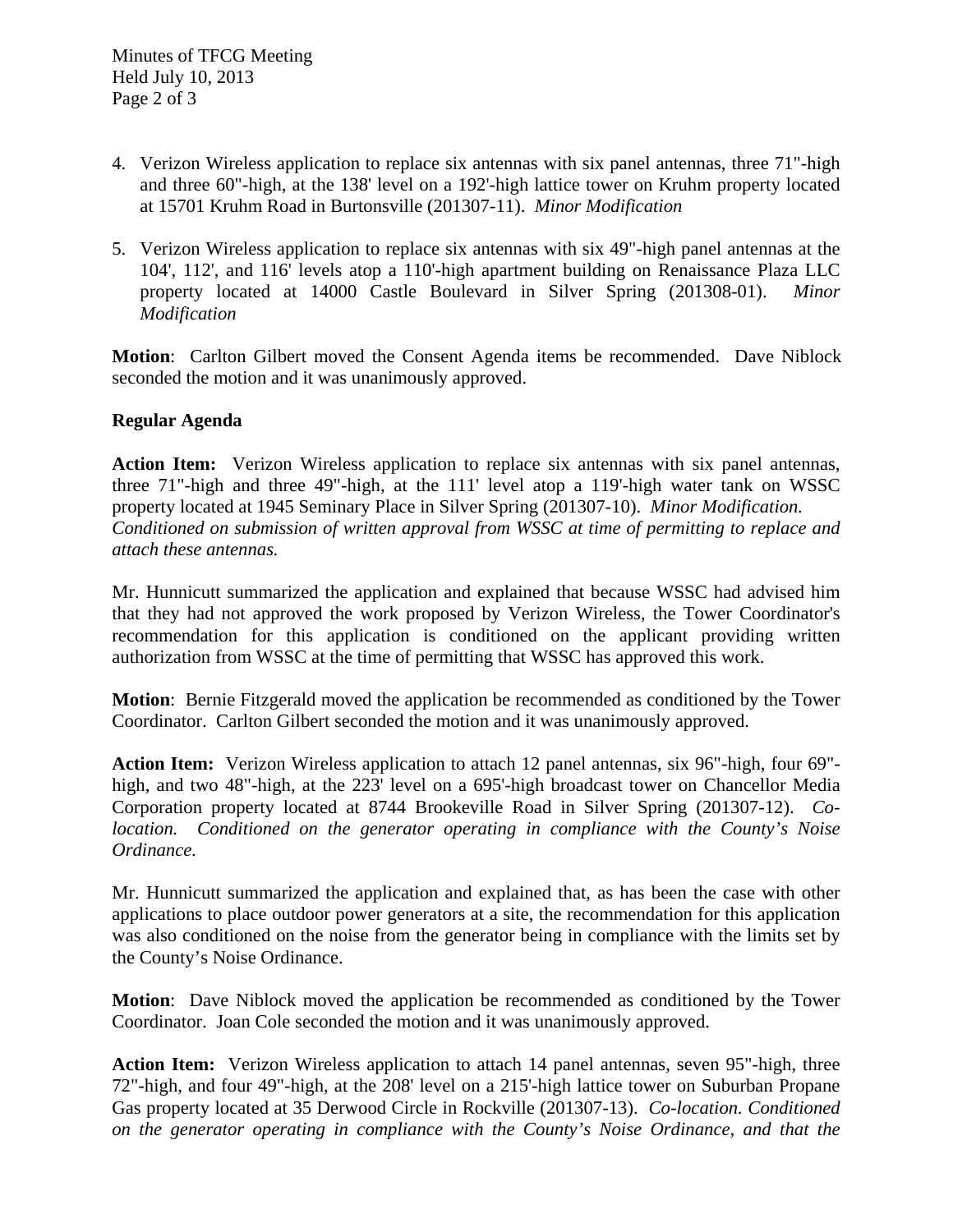4. Verizon Wireless application to replace six antennas with six panel antennas, three 71"-high and three 60"-high, at the 138' level on a 192'-high lattice tower on Kruhm property located at 15701 Kruhm Road in Burtonsville (201307-11). *Minor Modification*

5. Verizon Wireless application to replace six antennas with six 49"-high panel antennas at the 104', 112', and 116' levels atop a 110'-high apartment building on Renaissance Plaza LLC property located at 14000 Castle Boulevard in Silver Spring (201308-01). *Minor Modification*

**Motion**: Carlton Gilbert moved the Consent Agenda items be recommended. Dave Niblock seconded the motion and it was unanimously approved.

**Regular Agenda**

**Action Item:** Verizon Wireless application to replace six antennas with six panel antennas, three 71"-high and three 49"-high, at the 111' level atop a 119'-high water tank on WSSC property located at 1945 Seminary Place in Silver Spring (201307-10). *Minor Modification. Conditioned on submission of written approval from WSSC at time of permitting to replace and attach these antennas.*

Mr. Hunnicutt summarized the application and explained that because WSSC had advised him that they had not approved the work proposed by Verizon Wireless, the Tower Coordinator's recommendation for this application is conditioned on the applicant providing written authorization from WSSC at the time of permitting that WSSC has approved this work.

**Motion**: Bernie Fitzgerald moved the application be recommended as conditioned by the Tower Coordinator. Carlton Gilbert seconded the motion and it was unanimously approved.

**Action Item:** Verizon Wireless application to attach 12 panel antennas, six 96"-high, four 69"-high, and two 48"-high, at the 223' level on a 695'-high broadcast tower on Chancellor Media Corporation property located at 8744 Brookeville Road in Silver Spring (201307-12). *Co-location. Conditioned on the generator operating in compliance with the County's Noise Ordinance.*

Mr. Hunnicutt summarized the application and explained that, as has been the case with other applications to place outdoor power generators at a site, the recommendation for this application was also conditioned on the noise from the generator being in compliance with the limits set by the County's Noise Ordinance.

**Motion**: Dave Niblock moved the application be recommended as conditioned by the Tower Coordinator. Joan Cole seconded the motion and it was unanimously approved.

**Action Item:** Verizon Wireless application to attach 14 panel antennas, seven 95"-high, three 72"-high, and four 49"-high, at the 208' level on a 215'-high lattice tower on Suburban Propane Gas property located at 35 Derwood Circle in Rockville (201307-13). *Co-location. Conditioned on the generator operating in compliance with the County's Noise Ordinance, and that the*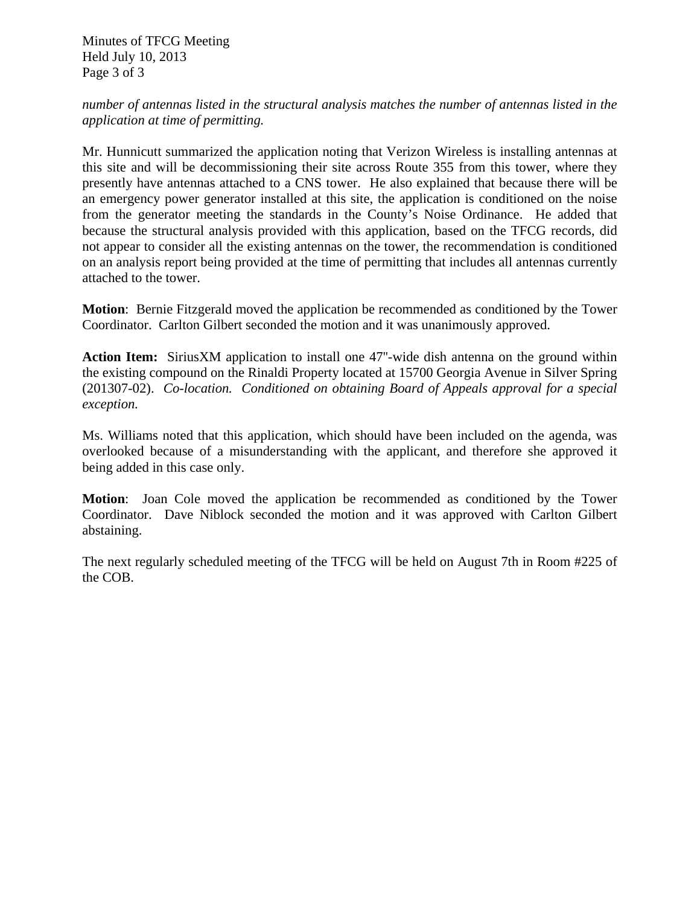*number of antennas listed in the structural analysis matches the number of antennas listed in the application at time of permitting.*

Mr. Hunnicutt summarized the application noting that Verizon Wireless is installing antennas at this site and will be decommissioning their site across Route 355 from this tower, where they presently have antennas attached to a CNS tower. He also explained that because there will be an emergency power generator installed at this site, the application is conditioned on the noise from the generator meeting the standards in the County's Noise Ordinance. He added that because the structural analysis provided with this application, based on the TFCG records, did not appear to consider all the existing antennas on the tower, the recommendation is conditioned on an analysis report being provided at the time of permitting that includes all antennas currently attached to the tower.

**Motion**: Bernie Fitzgerald moved the application be recommended as conditioned by the Tower Coordinator. Carlton Gilbert seconded the motion and it was unanimously approved.

**Action Item:** SiriusXM application to install one 47"-wide dish antenna on the ground within the existing compound on the Rinaldi Property located at 15700 Georgia Avenue in Silver Spring (201307-02). *Co-location. Conditioned on obtaining Board of Appeals approval for a special exception.*

Ms. Williams noted that this application, which should have been included on the agenda, was overlooked because of a misunderstanding with the applicant, and therefore she approved it being added in this case only.

**Motion**: Joan Cole moved the application be recommended as conditioned by the Tower Coordinator. Dave Niblock seconded the motion and it was approved with Carlton Gilbert abstaining.

The next regularly scheduled meeting of the TFCG will be held on August 7th in Room #225 of the COB.